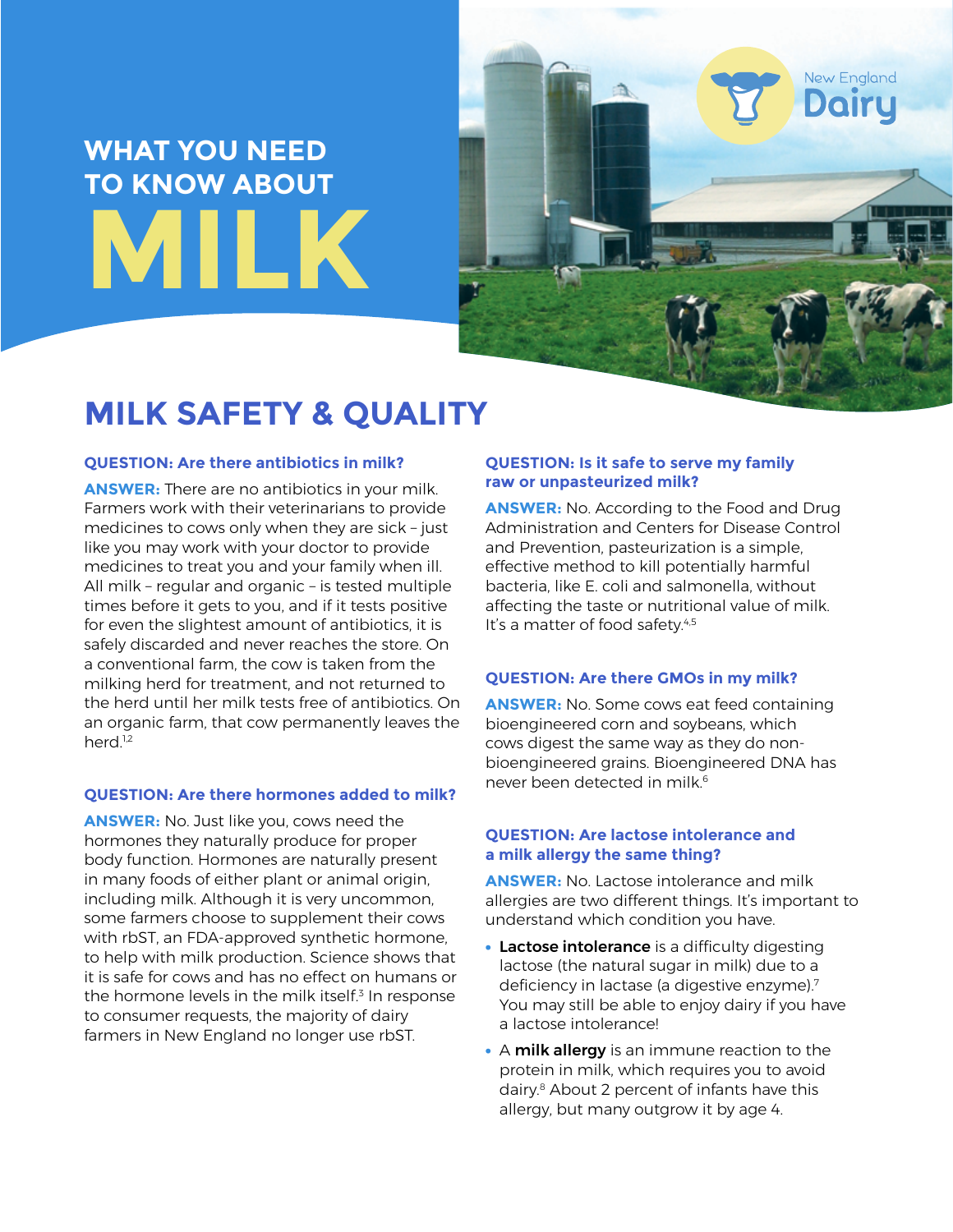# WHAT YOU NEED TO KNOW ABOUT MILK

New England Dairy

## MILK SAFETY & QUALITY

**QUESTION: Are there antibiotics in milk?**

**ANSWER:** There are no antibiotics in your milk. Farmers work with their veterinarians to provide medicines to cows only when they are sick – just like you may work with your doctor to provide medicines to treat you and your family when ill. All milk – regular and organic – is tested multiple times before it gets to you, and if it tests positive for even the slightest amount of antibiotics, it is safely discarded and never reaches the store. On a conventional farm, the cow is taken from the milking herd for treatment, and not returned to the herd until her milk tests free of antibiotics. On an organic farm, that cow permanently leaves the herd.[1,2]

**QUESTION: Are there hormones added to milk?**

**ANSWER:** No. Just like you, cows need the hormones they naturally produce for proper body function. Hormones are naturally present in many foods of either plant or animal origin, including milk. Although it is very uncommon, some farmers choose to supplement their cows with rbST, an FDA-approved synthetic hormone, to help with milk production. Science shows that it is safe for cows and has no effect on humans or the hormone levels in the milk itself.[3] In response to consumer requests, the majority of dairy farmers in New England no longer use rbST.

**QUESTION: Is it safe to serve my family raw or unpasteurized milk?**

**ANSWER:** No. According to the Food and Drug Administration and Centers for Disease Control and Prevention, pasteurization is a simple, effective method to kill potentially harmful bacteria, like E. coli and salmonella, without affecting the taste or nutritional value of milk. It's a matter of food safety.[4,5]

**QUESTION: Are there GMOs in my milk?**

**ANSWER:** No. Some cows eat feed containing bioengineered corn and soybeans, which cows digest the same way as they do non-bioengineered grains. Bioengineered DNA has never been detected in milk.[6]

**QUESTION: Are lactose intolerance and a milk allergy the same thing?**

**ANSWER:** No. Lactose intolerance and milk allergies are two different things. It's important to understand which condition you have.

- **Lactose intolerance** is a difficulty digesting lactose (the natural sugar in milk) due to a deficiency in lactase (a digestive enzyme).[7] You may still be able to enjoy dairy if you have a lactose intolerance!
- A **milk allergy** is an immune reaction to the protein in milk, which requires you to avoid dairy.[8] About 2 percent of infants have this allergy, but many outgrow it by age 4.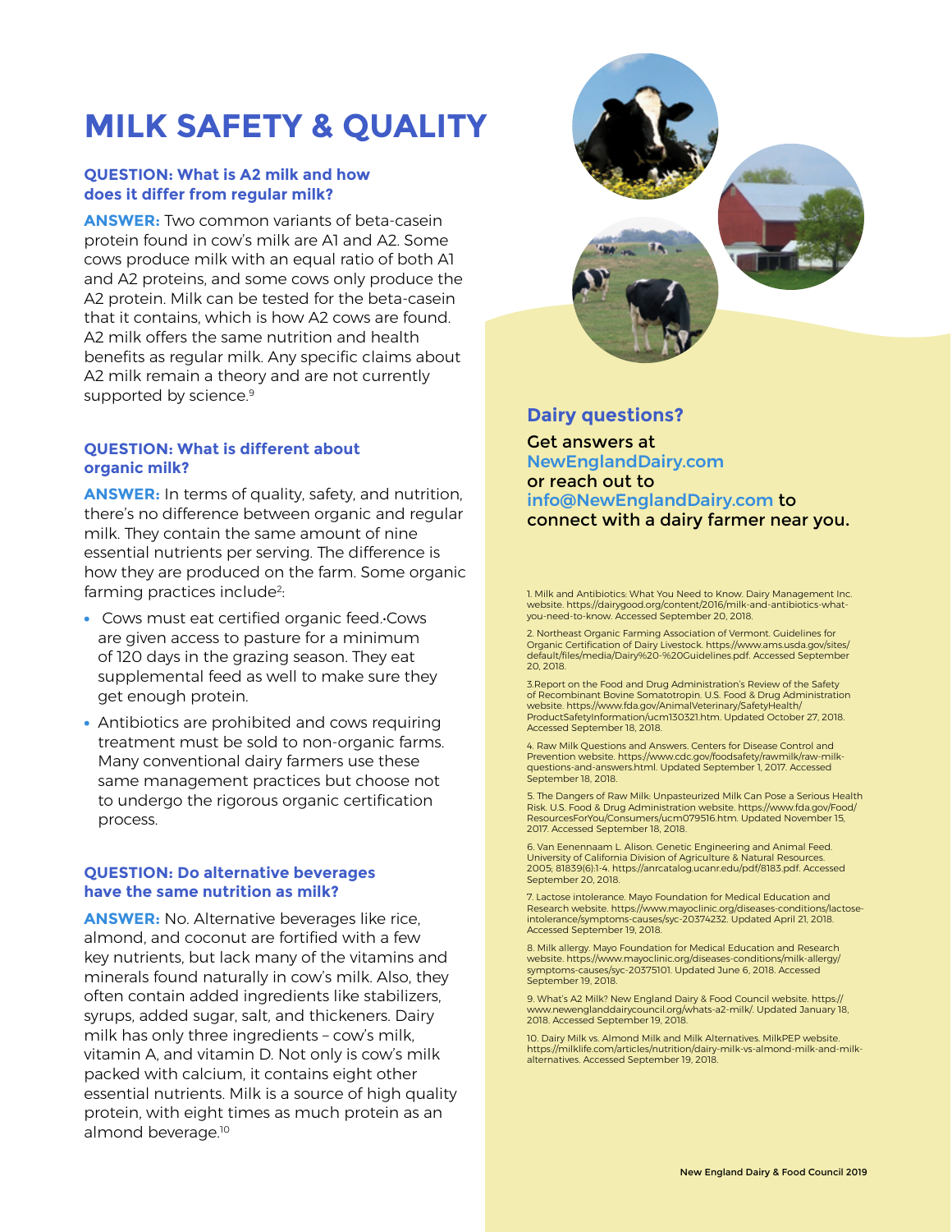# MILK SAFETY & QUALITY

### QUESTION: What is A2 milk and how does it differ from regular milk?

**ANSWER:** Two common variants of beta-casein protein found in cow's milk are A1 and A2. Some cows produce milk with an equal ratio of both A1 and A2 proteins, and some cows only produce the A2 protein. Milk can be tested for the beta-casein that it contains, which is how A2 cows are found. A2 milk offers the same nutrition and health benefits as regular milk. Any specific claims about A2 milk remain a theory and are not currently supported by science.[9]

### QUESTION: What is different about organic milk?

**ANSWER:** In terms of quality, safety, and nutrition, there's no difference between organic and regular milk. They contain the same amount of nine essential nutrients per serving. The difference is how they are produced on the farm. Some organic farming practices include[2]:

- Cows must eat certified organic feed. Cows are given access to pasture for a minimum of 120 days in the grazing season. They eat supplemental feed as well to make sure they get enough protein.
- Antibiotics are prohibited and cows requiring treatment must be sold to non-organic farms. Many conventional dairy farmers use these same management practices but choose not to undergo the rigorous organic certification process.

### QUESTION: Do alternative beverages have the same nutrition as milk?

**ANSWER:** No. Alternative beverages like rice, almond, and coconut are fortified with a few key nutrients, but lack many of the vitamins and minerals found naturally in cow's milk. Also, they often contain added ingredients like stabilizers, syrups, added sugar, salt, and thickeners. Dairy milk has only three ingredients – cow's milk, vitamin A, and vitamin D. Not only is cow's milk packed with calcium, it contains eight other essential nutrients. Milk is a source of high quality protein, with eight times as much protein as an almond beverage.[10]

### Dairy questions?

Get answers at NewEnglandDairy.com or reach out to info@NewEnglandDairy.com to connect with a dairy farmer near you.

1. Milk and Antibiotics: What You Need to Know. Dairy Management Inc. website. https://dairygood.org/content/2016/milk-and-antibiotics-what-you-need-to-know. Accessed September 20, 2018.
2. Northeast Organic Farming Association of Vermont. Guidelines for Organic Certification of Dairy Livestock. https://www.ams.usda.gov/sites/default/files/media/Dairy%20-%20Guidelines.pdf. Accessed September 20, 2018.
3. Report on the Food and Drug Administration's Review of the Safety of Recombinant Bovine Somatotropin. U.S. Food & Drug Administration website. https://www.fda.gov/AnimalVeterinary/SafetyHealth/ProductSafetyInformation/ucm130321.htm. Updated October 27, 2018. Accessed September 18, 2018.
4. Raw Milk Questions and Answers. Centers for Disease Control and Prevention website. https://www.cdc.gov/foodsafety/rawmilk/raw-milk-questions-and-answers.html. Updated September 1, 2017. Accessed September 18, 2018.
5. The Dangers of Raw Milk: Unpasteurized Milk Can Pose a Serious Health Risk. U.S. Food & Drug Administration website. https://www.fda.gov/Food/ResourcesForYou/Consumers/ucm079516.htm. Updated November 15, 2017. Accessed September 18, 2018.
6. Van Eenennaam L. Alison. Genetic Engineering and Animal Feed. University of California Division of Agriculture & Natural Resources. 2005; 81839(6):1-4. https://anrcatalog.ucanr.edu/pdf/8183.pdf. Accessed September 20, 2018.
7. Lactose intolerance. Mayo Foundation for Medical Education and Research website. https://www.mayoclinic.org/diseases-conditions/lactose-intolerance/symptoms-causes/syc-20374232. Updated April 21, 2018. Accessed September 19, 2018.
8. Milk allergy. Mayo Foundation for Medical Education and Research website. https://www.mayoclinic.org/diseases-conditions/milk-allergy/symptoms-causes/syc-20375101. Updated June 6, 2018. Accessed September 19, 2018.
9. What's A2 Milk? New England Dairy & Food Council website. https://www.newenglanddairycouncil.org/whats-a2-milk/. Updated January 18, 2018. Accessed September 19, 2018.
10. Dairy Milk vs. Almond Milk and Milk Alternatives. MilkPEP website. https://milklife.com/articles/nutrition/dairy-milk-vs-almond-milk-and-milk-alternatives. Accessed September 19, 2018.